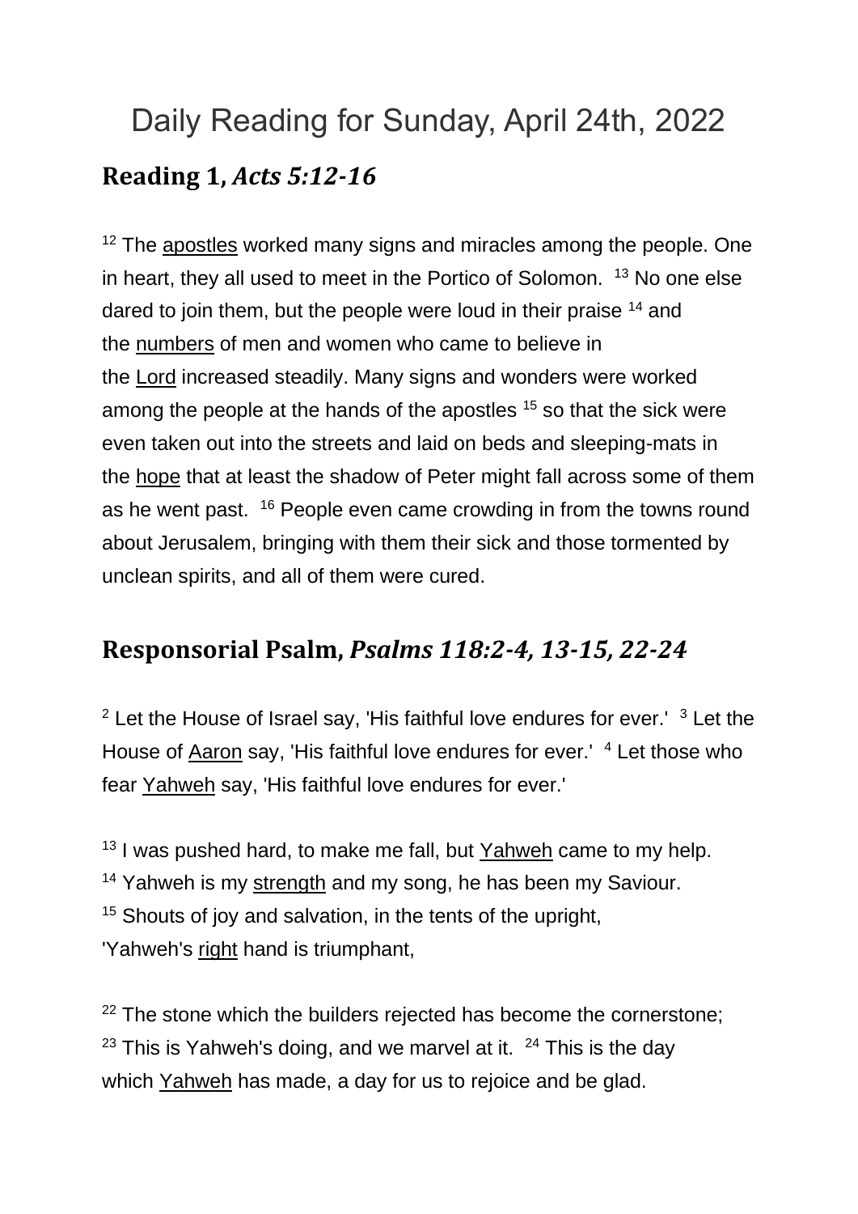# Daily Reading for Sunday, April 24th, 2022

## Reading 1, *Acts 5:12-16*

[12] The apostles worked many signs and miracles among the people. One in heart, they all used to meet in the Portico of Solomon. [13] No one else dared to join them, but the people were loud in their praise [14] and the numbers of men and women who came to believe in the Lord increased steadily. Many signs and wonders were worked among the people at the hands of the apostles [15] so that the sick were even taken out into the streets and laid on beds and sleeping-mats in the hope that at least the shadow of Peter might fall across some of them as he went past. [16] People even came crowding in from the towns round about Jerusalem, bringing with them their sick and those tormented by unclean spirits, and all of them were cured.

## Responsorial Psalm, *Psalms 118:2-4, 13-15, 22-24*

[2] Let the House of Israel say, 'His faithful love endures for ever.' [3] Let the House of Aaron say, 'His faithful love endures for ever.' [4] Let those who fear Yahweh say, 'His faithful love endures for ever.'

[13] I was pushed hard, to make me fall, but Yahweh came to my help.
[14] Yahweh is my strength and my song, he has been my Saviour.
[15] Shouts of joy and salvation, in the tents of the upright,
'Yahweh's right hand is triumphant,

[22] The stone which the builders rejected has become the cornerstone;
[23] This is Yahweh's doing, and we marvel at it. [24] This is the day which Yahweh has made, a day for us to rejoice and be glad.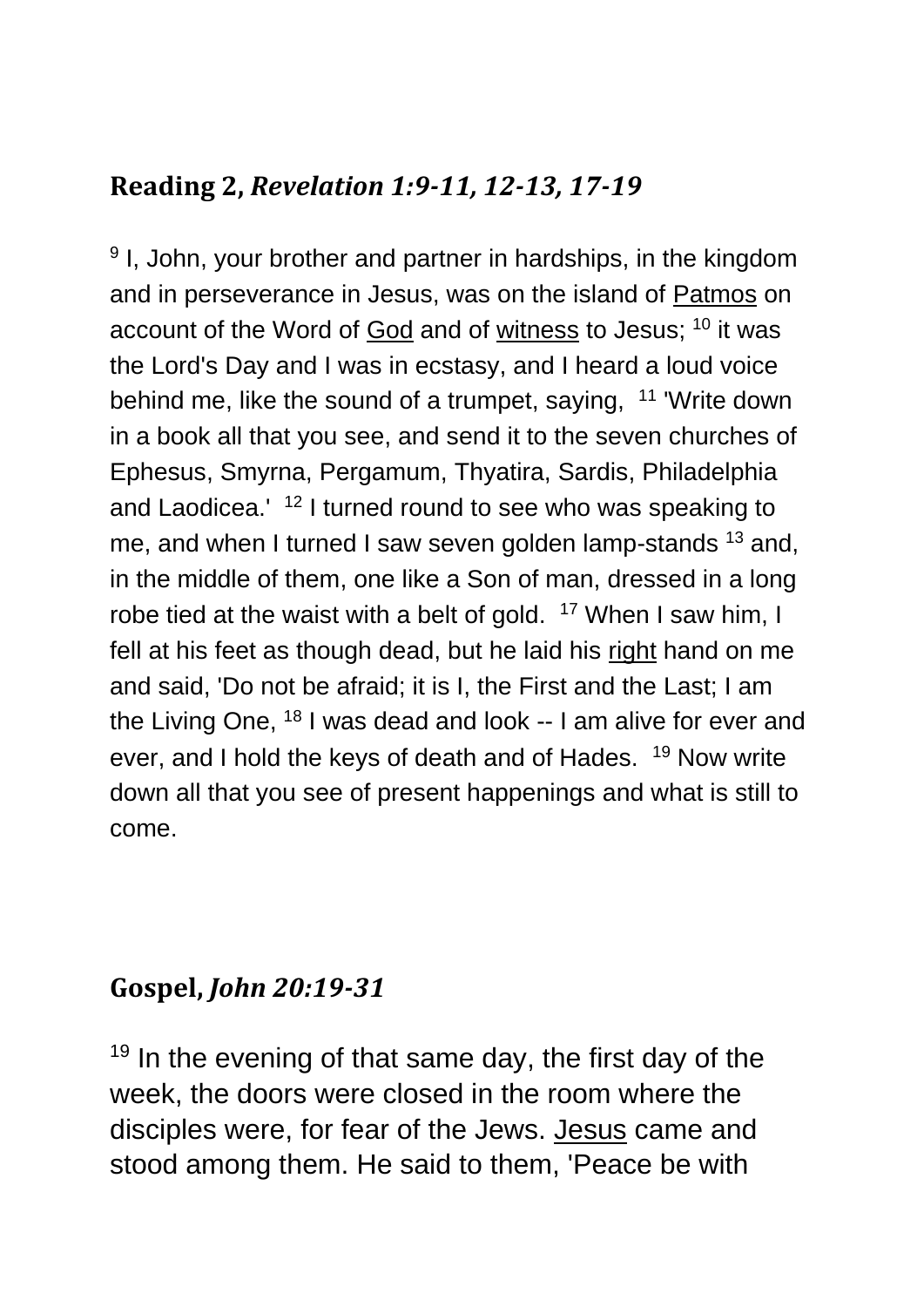## Reading 2, *Revelation 1:9-11, 12-13, 17-19*

[9] I, John, your brother and partner in hardships, in the kingdom and in perseverance in Jesus, was on the island of Patmos on account of the Word of God and of witness to Jesus; [10] it was the Lord's Day and I was in ecstasy, and I heard a loud voice behind me, like the sound of a trumpet, saying, [11] 'Write down in a book all that you see, and send it to the seven churches of Ephesus, Smyrna, Pergamum, Thyatira, Sardis, Philadelphia and Laodicea.' [12] I turned round to see who was speaking to me, and when I turned I saw seven golden lamp-stands [13] and, in the middle of them, one like a Son of man, dressed in a long robe tied at the waist with a belt of gold. [17] When I saw him, I fell at his feet as though dead, but he laid his right hand on me and said, 'Do not be afraid; it is I, the First and the Last; I am the Living One, [18] I was dead and look -- I am alive for ever and ever, and I hold the keys of death and of Hades. [19] Now write down all that you see of present happenings and what is still to come.

## Gospel, *John 20:19-31*

[19] In the evening of that same day, the first day of the week, the doors were closed in the room where the disciples were, for fear of the Jews. Jesus came and stood among them. He said to them, 'Peace be with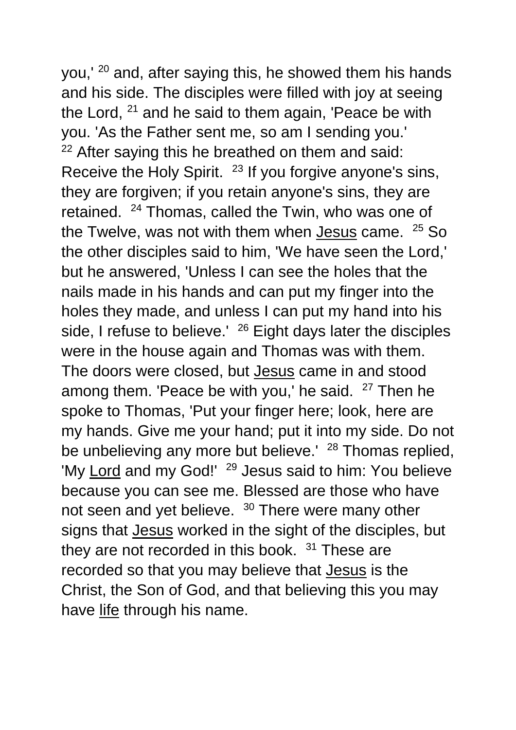you,' [20] and, after saying this, he showed them his hands and his side. The disciples were filled with joy at seeing the Lord, [21] and he said to them again, 'Peace be with you. 'As the Father sent me, so am I sending you.' [22] After saying this he breathed on them and said: Receive the Holy Spirit. [23] If you forgive anyone's sins, they are forgiven; if you retain anyone's sins, they are retained. [24] Thomas, called the Twin, who was one of the Twelve, was not with them when Jesus came. [25] So the other disciples said to him, 'We have seen the Lord,' but he answered, 'Unless I can see the holes that the nails made in his hands and can put my finger into the holes they made, and unless I can put my hand into his side, I refuse to believe.' [26] Eight days later the disciples were in the house again and Thomas was with them. The doors were closed, but Jesus came in and stood among them. 'Peace be with you,' he said. [27] Then he spoke to Thomas, 'Put your finger here; look, here are my hands. Give me your hand; put it into my side. Do not be unbelieving any more but believe.' [28] Thomas replied, 'My Lord and my God!' [29] Jesus said to him: You believe because you can see me. Blessed are those who have not seen and yet believe. [30] There were many other signs that Jesus worked in the sight of the disciples, but they are not recorded in this book. [31] These are recorded so that you may believe that Jesus is the Christ, the Son of God, and that believing this you may have life through his name.